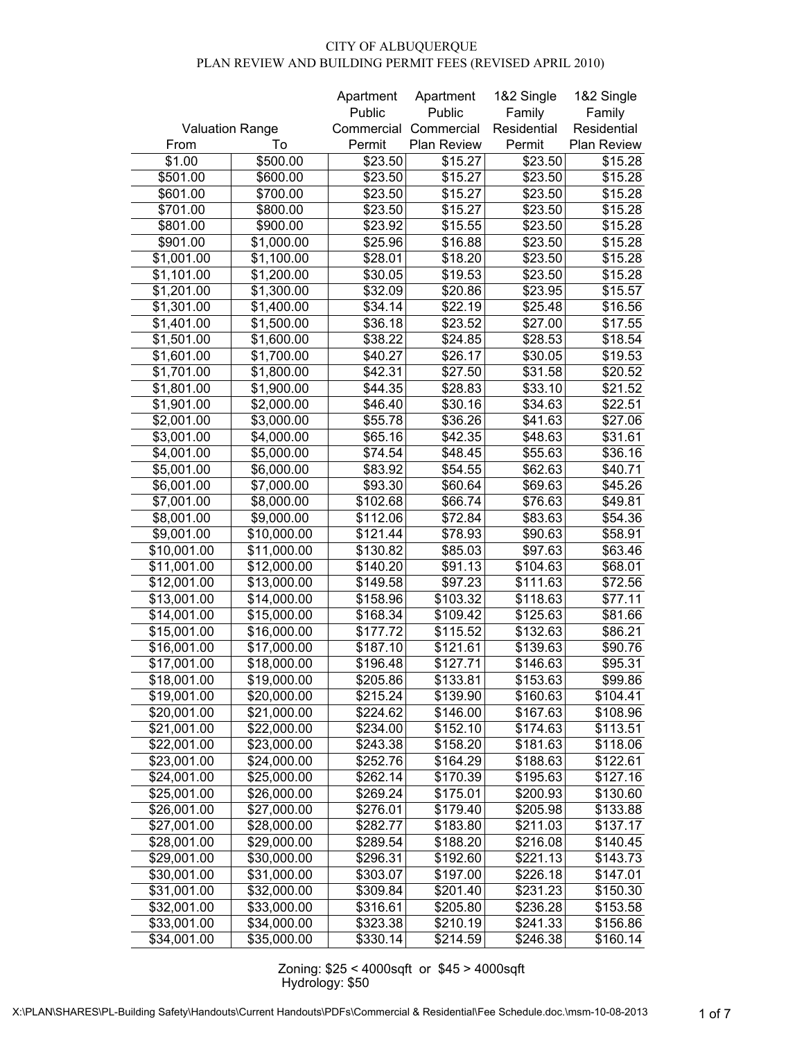# CITY OF ALBUQUERQUE
## PLAN REVIEW AND BUILDING PERMIT FEES (REVISED APRIL 2010)

| Valuation Range From | Valuation Range To | Apartment Public Commercial Permit | Apartment Public Commercial Plan Review | 1&2 Single Family Residential Permit | 1&2 Single Family Residential Plan Review |
|---|---|---|---|---|---|
| $1.00 | $500.00 | $23.50 | $15.27 | $23.50 | $15.28 |
| $501.00 | $600.00 | $23.50 | $15.27 | $23.50 | $15.28 |
| $601.00 | $700.00 | $23.50 | $15.27 | $23.50 | $15.28 |
| $701.00 | $800.00 | $23.50 | $15.27 | $23.50 | $15.28 |
| $801.00 | $900.00 | $23.92 | $15.55 | $23.50 | $15.28 |
| $901.00 | $1,000.00 | $25.96 | $16.88 | $23.50 | $15.28 |
| $1,001.00 | $1,100.00 | $28.01 | $18.20 | $23.50 | $15.28 |
| $1,101.00 | $1,200.00 | $30.05 | $19.53 | $23.50 | $15.28 |
| $1,201.00 | $1,300.00 | $32.09 | $20.86 | $23.95 | $15.57 |
| $1,301.00 | $1,400.00 | $34.14 | $22.19 | $25.48 | $16.56 |
| $1,401.00 | $1,500.00 | $36.18 | $23.52 | $27.00 | $17.55 |
| $1,501.00 | $1,600.00 | $38.22 | $24.85 | $28.53 | $18.54 |
| $1,601.00 | $1,700.00 | $40.27 | $26.17 | $30.05 | $19.53 |
| $1,701.00 | $1,800.00 | $42.31 | $27.50 | $31.58 | $20.52 |
| $1,801.00 | $1,900.00 | $44.35 | $28.83 | $33.10 | $21.52 |
| $1,901.00 | $2,000.00 | $46.40 | $30.16 | $34.63 | $22.51 |
| $2,001.00 | $3,000.00 | $55.78 | $36.26 | $41.63 | $27.06 |
| $3,001.00 | $4,000.00 | $65.16 | $42.35 | $48.63 | $31.61 |
| $4,001.00 | $5,000.00 | $74.54 | $48.45 | $55.63 | $36.16 |
| $5,001.00 | $6,000.00 | $83.92 | $54.55 | $62.63 | $40.71 |
| $6,001.00 | $7,000.00 | $93.30 | $60.64 | $69.63 | $45.26 |
| $7,001.00 | $8,000.00 | $102.68 | $66.74 | $76.63 | $49.81 |
| $8,001.00 | $9,000.00 | $112.06 | $72.84 | $83.63 | $54.36 |
| $9,001.00 | $10,000.00 | $121.44 | $78.93 | $90.63 | $58.91 |
| $10,001.00 | $11,000.00 | $130.82 | $85.03 | $97.63 | $63.46 |
| $11,001.00 | $12,000.00 | $140.20 | $91.13 | $104.63 | $68.01 |
| $12,001.00 | $13,000.00 | $149.58 | $97.23 | $111.63 | $72.56 |
| $13,001.00 | $14,000.00 | $158.96 | $103.32 | $118.63 | $77.11 |
| $14,001.00 | $15,000.00 | $168.34 | $109.42 | $125.63 | $81.66 |
| $15,001.00 | $16,000.00 | $177.72 | $115.52 | $132.63 | $86.21 |
| $16,001.00 | $17,000.00 | $187.10 | $121.61 | $139.63 | $90.76 |
| $17,001.00 | $18,000.00 | $196.48 | $127.71 | $146.63 | $95.31 |
| $18,001.00 | $19,000.00 | $205.86 | $133.81 | $153.63 | $99.86 |
| $19,001.00 | $20,000.00 | $215.24 | $139.90 | $160.63 | $104.41 |
| $20,001.00 | $21,000.00 | $224.62 | $146.00 | $167.63 | $108.96 |
| $21,001.00 | $22,000.00 | $234.00 | $152.10 | $174.63 | $113.51 |
| $22,001.00 | $23,000.00 | $243.38 | $158.20 | $181.63 | $118.06 |
| $23,001.00 | $24,000.00 | $252.76 | $164.29 | $188.63 | $122.61 |
| $24,001.00 | $25,000.00 | $262.14 | $170.39 | $195.63 | $127.16 |
| $25,001.00 | $26,000.00 | $269.24 | $175.01 | $200.93 | $130.60 |
| $26,001.00 | $27,000.00 | $276.01 | $179.40 | $205.98 | $133.88 |
| $27,001.00 | $28,000.00 | $282.77 | $183.80 | $211.03 | $137.17 |
| $28,001.00 | $29,000.00 | $289.54 | $188.20 | $216.08 | $140.45 |
| $29,001.00 | $30,000.00 | $296.31 | $192.60 | $221.13 | $143.73 |
| $30,001.00 | $31,000.00 | $303.07 | $197.00 | $226.18 | $147.01 |
| $31,001.00 | $32,000.00 | $309.84 | $201.40 | $231.23 | $150.30 |
| $32,001.00 | $33,000.00 | $316.61 | $205.80 | $236.28 | $153.58 |
| $33,001.00 | $34,000.00 | $323.38 | $210.19 | $241.33 | $156.86 |
| $34,001.00 | $35,000.00 | $330.14 | $214.59 | $246.38 | $160.14 |

Zoning: $25 < 4000sqft or $45 > 4000sqft
Hydrology: $50

X:\PLAN\SHARES\PL-Building Safety\Handouts\Current Handouts\PDFs\Commercial & Residential\Fee Schedule.doc.\msm-10-08-2013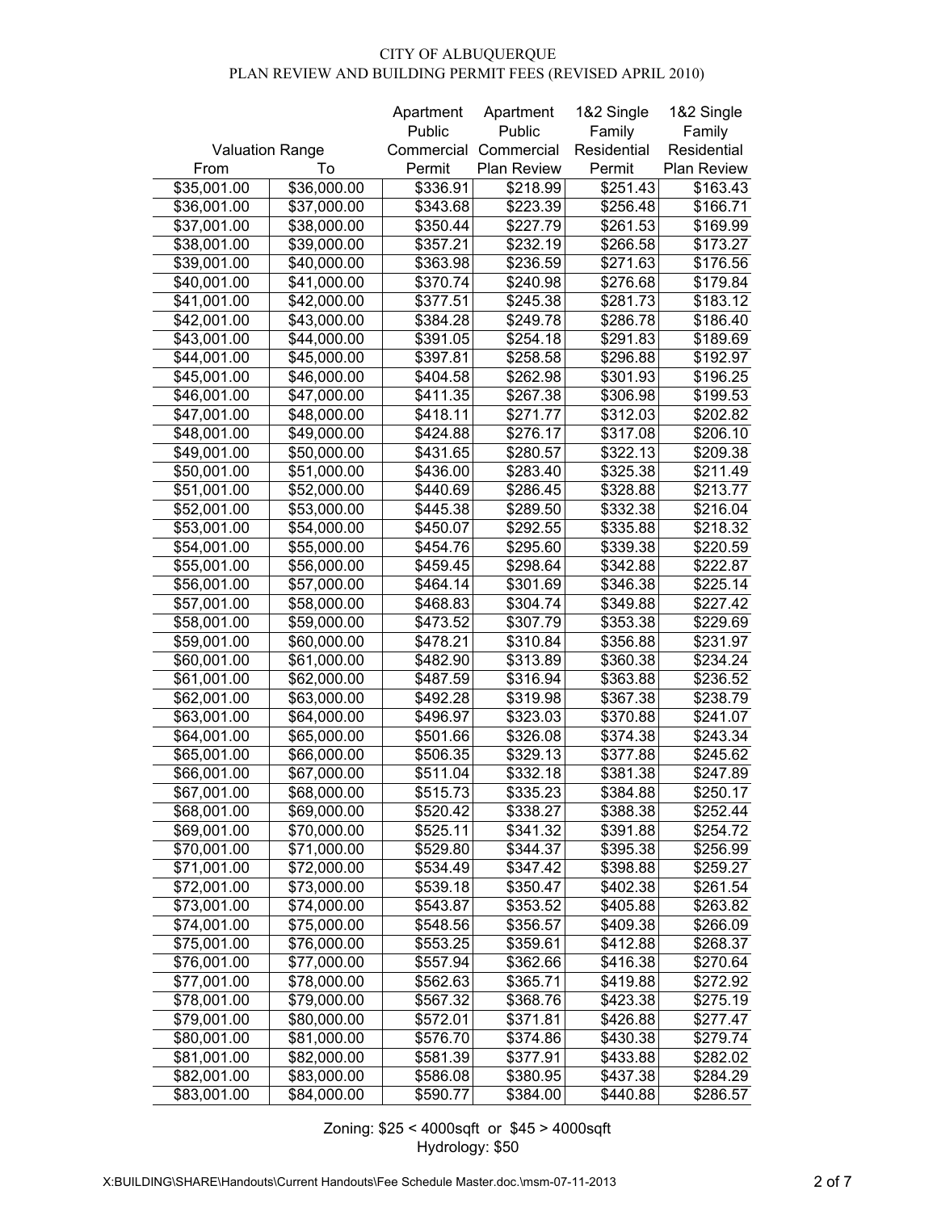CITY OF ALBUQUERQUE
PLAN REVIEW AND BUILDING PERMIT FEES (REVISED APRIL 2010)

| Valuation Range | | Apartment Public Commercial | Apartment Public Commercial | 1&2 Single Family Residential | 1&2 Single Family Residential |
|---|---|---|---|---|---|
| From | To | Permit | Plan Review | Permit | Plan Review |
| $35,001.00 | $36,000.00 | $336.91 | $218.99 | $251.43 | $163.43 |
| $36,001.00 | $37,000.00 | $343.68 | $223.39 | $256.48 | $166.71 |
| $37,001.00 | $38,000.00 | $350.44 | $227.79 | $261.53 | $169.99 |
| $38,001.00 | $39,000.00 | $357.21 | $232.19 | $266.58 | $173.27 |
| $39,001.00 | $40,000.00 | $363.98 | $236.59 | $271.63 | $176.56 |
| $40,001.00 | $41,000.00 | $370.74 | $240.98 | $276.68 | $179.84 |
| $41,001.00 | $42,000.00 | $377.51 | $245.38 | $281.73 | $183.12 |
| $42,001.00 | $43,000.00 | $384.28 | $249.78 | $286.78 | $186.40 |
| $43,001.00 | $44,000.00 | $391.05 | $254.18 | $291.83 | $189.69 |
| $44,001.00 | $45,000.00 | $397.81 | $258.58 | $296.88 | $192.97 |
| $45,001.00 | $46,000.00 | $404.58 | $262.98 | $301.93 | $196.25 |
| $46,001.00 | $47,000.00 | $411.35 | $267.38 | $306.98 | $199.53 |
| $47,001.00 | $48,000.00 | $418.11 | $271.77 | $312.03 | $202.82 |
| $48,001.00 | $49,000.00 | $424.88 | $276.17 | $317.08 | $206.10 |
| $49,001.00 | $50,000.00 | $431.65 | $280.57 | $322.13 | $209.38 |
| $50,001.00 | $51,000.00 | $436.00 | $283.40 | $325.38 | $211.49 |
| $51,001.00 | $52,000.00 | $440.69 | $286.45 | $328.88 | $213.77 |
| $52,001.00 | $53,000.00 | $445.38 | $289.50 | $332.38 | $216.04 |
| $53,001.00 | $54,000.00 | $450.07 | $292.55 | $335.88 | $218.32 |
| $54,001.00 | $55,000.00 | $454.76 | $295.60 | $339.38 | $220.59 |
| $55,001.00 | $56,000.00 | $459.45 | $298.64 | $342.88 | $222.87 |
| $56,001.00 | $57,000.00 | $464.14 | $301.69 | $346.38 | $225.14 |
| $57,001.00 | $58,000.00 | $468.83 | $304.74 | $349.88 | $227.42 |
| $58,001.00 | $59,000.00 | $473.52 | $307.79 | $353.38 | $229.69 |
| $59,001.00 | $60,000.00 | $478.21 | $310.84 | $356.88 | $231.97 |
| $60,001.00 | $61,000.00 | $482.90 | $313.89 | $360.38 | $234.24 |
| $61,001.00 | $62,000.00 | $487.59 | $316.94 | $363.88 | $236.52 |
| $62,001.00 | $63,000.00 | $492.28 | $319.98 | $367.38 | $238.79 |
| $63,001.00 | $64,000.00 | $496.97 | $323.03 | $370.88 | $241.07 |
| $64,001.00 | $65,000.00 | $501.66 | $326.08 | $374.38 | $243.34 |
| $65,001.00 | $66,000.00 | $506.35 | $329.13 | $377.88 | $245.62 |
| $66,001.00 | $67,000.00 | $511.04 | $332.18 | $381.38 | $247.89 |
| $67,001.00 | $68,000.00 | $515.73 | $335.23 | $384.88 | $250.17 |
| $68,001.00 | $69,000.00 | $520.42 | $338.27 | $388.38 | $252.44 |
| $69,001.00 | $70,000.00 | $525.11 | $341.32 | $391.88 | $254.72 |
| $70,001.00 | $71,000.00 | $529.80 | $344.37 | $395.38 | $256.99 |
| $71,001.00 | $72,000.00 | $534.49 | $347.42 | $398.88 | $259.27 |
| $72,001.00 | $73,000.00 | $539.18 | $350.47 | $402.38 | $261.54 |
| $73,001.00 | $74,000.00 | $543.87 | $353.52 | $405.88 | $263.82 |
| $74,001.00 | $75,000.00 | $548.56 | $356.57 | $409.38 | $266.09 |
| $75,001.00 | $76,000.00 | $553.25 | $359.61 | $412.88 | $268.37 |
| $76,001.00 | $77,000.00 | $557.94 | $362.66 | $416.38 | $270.64 |
| $77,001.00 | $78,000.00 | $562.63 | $365.71 | $419.88 | $272.92 |
| $78,001.00 | $79,000.00 | $567.32 | $368.76 | $423.38 | $275.19 |
| $79,001.00 | $80,000.00 | $572.01 | $371.81 | $426.88 | $277.47 |
| $80,001.00 | $81,000.00 | $576.70 | $374.86 | $430.38 | $279.74 |
| $81,001.00 | $82,000.00 | $581.39 | $377.91 | $433.88 | $282.02 |
| $82,001.00 | $83,000.00 | $586.08 | $380.95 | $437.38 | $284.29 |
| $83,001.00 | $84,000.00 | $590.77 | $384.00 | $440.88 | $286.57 |

Zoning: $25 < 4000sqft or $45 > 4000sqft
Hydrology: $50

X:BUILDING\SHARE\Handouts\Current Handouts\Fee Schedule Master.doc.\msm-07-11-2013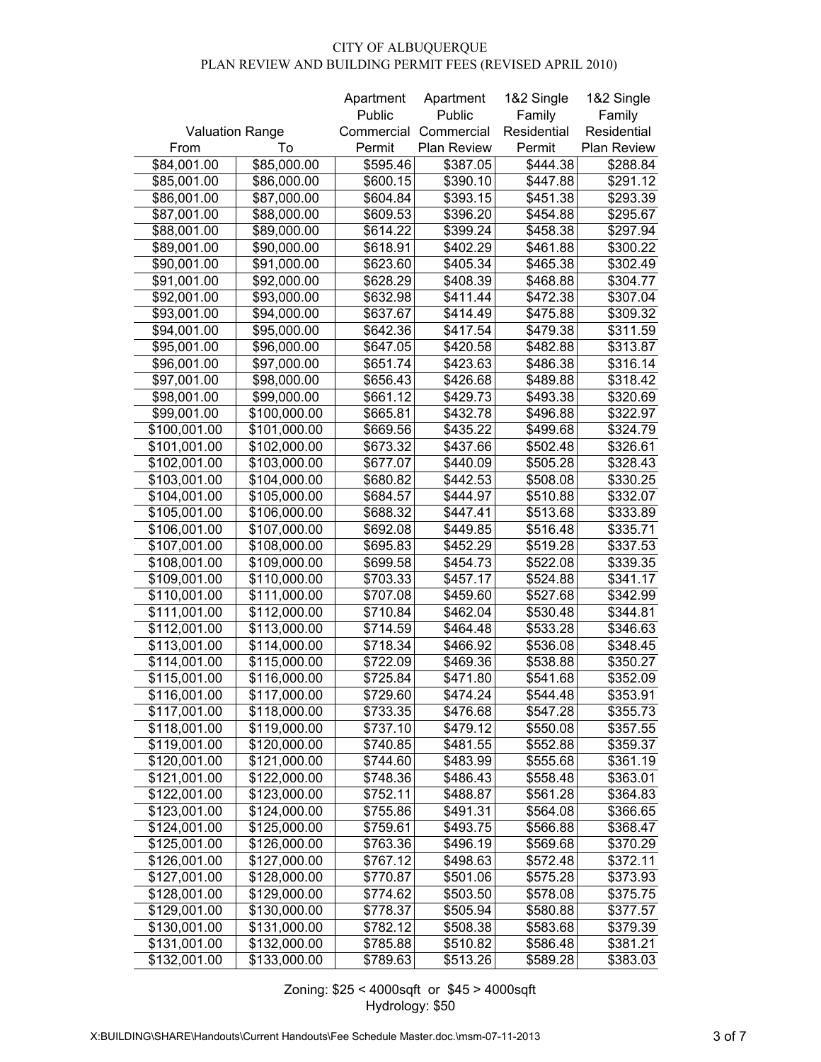CITY OF ALBUQUERQUE
PLAN REVIEW AND BUILDING PERMIT FEES (REVISED APRIL 2010)

| Valuation Range From | Valuation Range To | Apartment Public Commercial Permit | Apartment Public Commercial Plan Review | 1&2 Single Family Residential Permit | 1&2 Single Family Residential Plan Review |
|---|---|---|---|---|---|
| $84,001.00 | $85,000.00 | $595.46 | $387.05 | $444.38 | $288.84 |
| $85,001.00 | $86,000.00 | $600.15 | $390.10 | $447.88 | $291.12 |
| $86,001.00 | $87,000.00 | $604.84 | $393.15 | $451.38 | $293.39 |
| $87,001.00 | $88,000.00 | $609.53 | $396.20 | $454.88 | $295.67 |
| $88,001.00 | $89,000.00 | $614.22 | $399.24 | $458.38 | $297.94 |
| $89,001.00 | $90,000.00 | $618.91 | $402.29 | $461.88 | $300.22 |
| $90,001.00 | $91,000.00 | $623.60 | $405.34 | $465.38 | $302.49 |
| $91,001.00 | $92,000.00 | $628.29 | $408.39 | $468.88 | $304.77 |
| $92,001.00 | $93,000.00 | $632.98 | $411.44 | $472.38 | $307.04 |
| $93,001.00 | $94,000.00 | $637.67 | $414.49 | $475.88 | $309.32 |
| $94,001.00 | $95,000.00 | $642.36 | $417.54 | $479.38 | $311.59 |
| $95,001.00 | $96,000.00 | $647.05 | $420.58 | $482.88 | $313.87 |
| $96,001.00 | $97,000.00 | $651.74 | $423.63 | $486.38 | $316.14 |
| $97,001.00 | $98,000.00 | $656.43 | $426.68 | $489.88 | $318.42 |
| $98,001.00 | $99,000.00 | $661.12 | $429.73 | $493.38 | $320.69 |
| $99,001.00 | $100,000.00 | $665.81 | $432.78 | $496.88 | $322.97 |
| $100,001.00 | $101,000.00 | $669.56 | $435.22 | $499.68 | $324.79 |
| $101,001.00 | $102,000.00 | $673.32 | $437.66 | $502.48 | $326.61 |
| $102,001.00 | $103,000.00 | $677.07 | $440.09 | $505.28 | $328.43 |
| $103,001.00 | $104,000.00 | $680.82 | $442.53 | $508.08 | $330.25 |
| $104,001.00 | $105,000.00 | $684.57 | $444.97 | $510.88 | $332.07 |
| $105,001.00 | $106,000.00 | $688.32 | $447.41 | $513.68 | $333.89 |
| $106,001.00 | $107,000.00 | $692.08 | $449.85 | $516.48 | $335.71 |
| $107,001.00 | $108,000.00 | $695.83 | $452.29 | $519.28 | $337.53 |
| $108,001.00 | $109,000.00 | $699.58 | $454.73 | $522.08 | $339.35 |
| $109,001.00 | $110,000.00 | $703.33 | $457.17 | $524.88 | $341.17 |
| $110,001.00 | $111,000.00 | $707.08 | $459.60 | $527.68 | $342.99 |
| $111,001.00 | $112,000.00 | $710.84 | $462.04 | $530.48 | $344.81 |
| $112,001.00 | $113,000.00 | $714.59 | $464.48 | $533.28 | $346.63 |
| $113,001.00 | $114,000.00 | $718.34 | $466.92 | $536.08 | $348.45 |
| $114,001.00 | $115,000.00 | $722.09 | $469.36 | $538.88 | $350.27 |
| $115,001.00 | $116,000.00 | $725.84 | $471.80 | $541.68 | $352.09 |
| $116,001.00 | $117,000.00 | $729.60 | $474.24 | $544.48 | $353.91 |
| $117,001.00 | $118,000.00 | $733.35 | $476.68 | $547.28 | $355.73 |
| $118,001.00 | $119,000.00 | $737.10 | $479.12 | $550.08 | $357.55 |
| $119,001.00 | $120,000.00 | $740.85 | $481.55 | $552.88 | $359.37 |
| $120,001.00 | $121,000.00 | $744.60 | $483.99 | $555.68 | $361.19 |
| $121,001.00 | $122,000.00 | $748.36 | $486.43 | $558.48 | $363.01 |
| $122,001.00 | $123,000.00 | $752.11 | $488.87 | $561.28 | $364.83 |
| $123,001.00 | $124,000.00 | $755.86 | $491.31 | $564.08 | $366.65 |
| $124,001.00 | $125,000.00 | $759.61 | $493.75 | $566.88 | $368.47 |
| $125,001.00 | $126,000.00 | $763.36 | $496.19 | $569.68 | $370.29 |
| $126,001.00 | $127,000.00 | $767.12 | $498.63 | $572.48 | $372.11 |
| $127,001.00 | $128,000.00 | $770.87 | $501.06 | $575.28 | $373.93 |
| $128,001.00 | $129,000.00 | $774.62 | $503.50 | $578.08 | $375.75 |
| $129,001.00 | $130,000.00 | $778.37 | $505.94 | $580.88 | $377.57 |
| $130,001.00 | $131,000.00 | $782.12 | $508.38 | $583.68 | $379.39 |
| $131,001.00 | $132,000.00 | $785.88 | $510.82 | $586.48 | $381.21 |
| $132,001.00 | $133,000.00 | $789.63 | $513.26 | $589.28 | $383.03 |

Zoning: $25 < 4000sqft or $45 > 4000sqft
Hydrology: $50

X:BUILDING\SHARE\Handouts\Current Handouts\Fee Schedule Master.doc.\msm-07-11-2013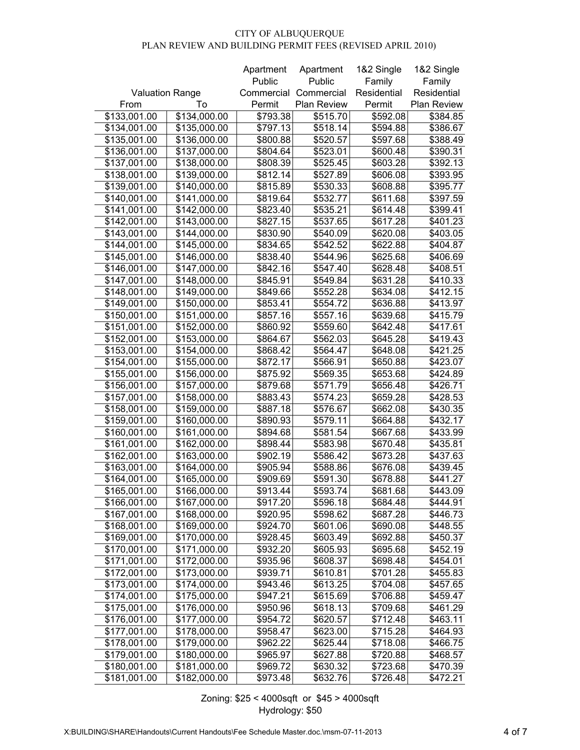CITY OF ALBUQUERQUE
PLAN REVIEW AND BUILDING PERMIT FEES (REVISED APRIL 2010)

| Valuation Range | | Apartment Public Commercial | Apartment Public Commercial | 1&2 Single Family Residential | 1&2 Single Family Residential |
|---|---|---|---|---|---|
| From | To | Permit | Plan Review | Permit | Plan Review |
| $133,001.00 | $134,000.00 | $793.38 | $515.70 | $592.08 | $384.85 |
| $134,001.00 | $135,000.00 | $797.13 | $518.14 | $594.88 | $386.67 |
| $135,001.00 | $136,000.00 | $800.88 | $520.57 | $597.68 | $388.49 |
| $136,001.00 | $137,000.00 | $804.64 | $523.01 | $600.48 | $390.31 |
| $137,001.00 | $138,000.00 | $808.39 | $525.45 | $603.28 | $392.13 |
| $138,001.00 | $139,000.00 | $812.14 | $527.89 | $606.08 | $393.95 |
| $139,001.00 | $140,000.00 | $815.89 | $530.33 | $608.88 | $395.77 |
| $140,001.00 | $141,000.00 | $819.64 | $532.77 | $611.68 | $397.59 |
| $141,001.00 | $142,000.00 | $823.40 | $535.21 | $614.48 | $399.41 |
| $142,001.00 | $143,000.00 | $827.15 | $537.65 | $617.28 | $401.23 |
| $143,001.00 | $144,000.00 | $830.90 | $540.09 | $620.08 | $403.05 |
| $144,001.00 | $145,000.00 | $834.65 | $542.52 | $622.88 | $404.87 |
| $145,001.00 | $146,000.00 | $838.40 | $544.96 | $625.68 | $406.69 |
| $146,001.00 | $147,000.00 | $842.16 | $547.40 | $628.48 | $408.51 |
| $147,001.00 | $148,000.00 | $845.91 | $549.84 | $631.28 | $410.33 |
| $148,001.00 | $149,000.00 | $849.66 | $552.28 | $634.08 | $412.15 |
| $149,001.00 | $150,000.00 | $853.41 | $554.72 | $636.88 | $413.97 |
| $150,001.00 | $151,000.00 | $857.16 | $557.16 | $639.68 | $415.79 |
| $151,001.00 | $152,000.00 | $860.92 | $559.60 | $642.48 | $417.61 |
| $152,001.00 | $153,000.00 | $864.67 | $562.03 | $645.28 | $419.43 |
| $153,001.00 | $154,000.00 | $868.42 | $564.47 | $648.08 | $421.25 |
| $154,001.00 | $155,000.00 | $872.17 | $566.91 | $650.88 | $423.07 |
| $155,001.00 | $156,000.00 | $875.92 | $569.35 | $653.68 | $424.89 |
| $156,001.00 | $157,000.00 | $879.68 | $571.79 | $656.48 | $426.71 |
| $157,001.00 | $158,000.00 | $883.43 | $574.23 | $659.28 | $428.53 |
| $158,001.00 | $159,000.00 | $887.18 | $576.67 | $662.08 | $430.35 |
| $159,001.00 | $160,000.00 | $890.93 | $579.11 | $664.88 | $432.17 |
| $160,001.00 | $161,000.00 | $894.68 | $581.54 | $667.68 | $433.99 |
| $161,001.00 | $162,000.00 | $898.44 | $583.98 | $670.48 | $435.81 |
| $162,001.00 | $163,000.00 | $902.19 | $586.42 | $673.28 | $437.63 |
| $163,001.00 | $164,000.00 | $905.94 | $588.86 | $676.08 | $439.45 |
| $164,001.00 | $165,000.00 | $909.69 | $591.30 | $678.88 | $441.27 |
| $165,001.00 | $166,000.00 | $913.44 | $593.74 | $681.68 | $443.09 |
| $166,001.00 | $167,000.00 | $917.20 | $596.18 | $684.48 | $444.91 |
| $167,001.00 | $168,000.00 | $920.95 | $598.62 | $687.28 | $446.73 |
| $168,001.00 | $169,000.00 | $924.70 | $601.06 | $690.08 | $448.55 |
| $169,001.00 | $170,000.00 | $928.45 | $603.49 | $692.88 | $450.37 |
| $170,001.00 | $171,000.00 | $932.20 | $605.93 | $695.68 | $452.19 |
| $171,001.00 | $172,000.00 | $935.96 | $608.37 | $698.48 | $454.01 |
| $172,001.00 | $173,000.00 | $939.71 | $610.81 | $701.28 | $455.83 |
| $173,001.00 | $174,000.00 | $943.46 | $613.25 | $704.08 | $457.65 |
| $174,001.00 | $175,000.00 | $947.21 | $615.69 | $706.88 | $459.47 |
| $175,001.00 | $176,000.00 | $950.96 | $618.13 | $709.68 | $461.29 |
| $176,001.00 | $177,000.00 | $954.72 | $620.57 | $712.48 | $463.11 |
| $177,001.00 | $178,000.00 | $958.47 | $623.00 | $715.28 | $464.93 |
| $178,001.00 | $179,000.00 | $962.22 | $625.44 | $718.08 | $466.75 |
| $179,001.00 | $180,000.00 | $965.97 | $627.88 | $720.88 | $468.57 |
| $180,001.00 | $181,000.00 | $969.72 | $630.32 | $723.68 | $470.39 |
| $181,001.00 | $182,000.00 | $973.48 | $632.76 | $726.48 | $472.21 |

Zoning: $25 < 4000sqft or $45 > 4000sqft
Hydrology: $50

X:BUILDING\SHARE\Handouts\Current Handouts\Fee Schedule Master.doc.\msm-07-11-2013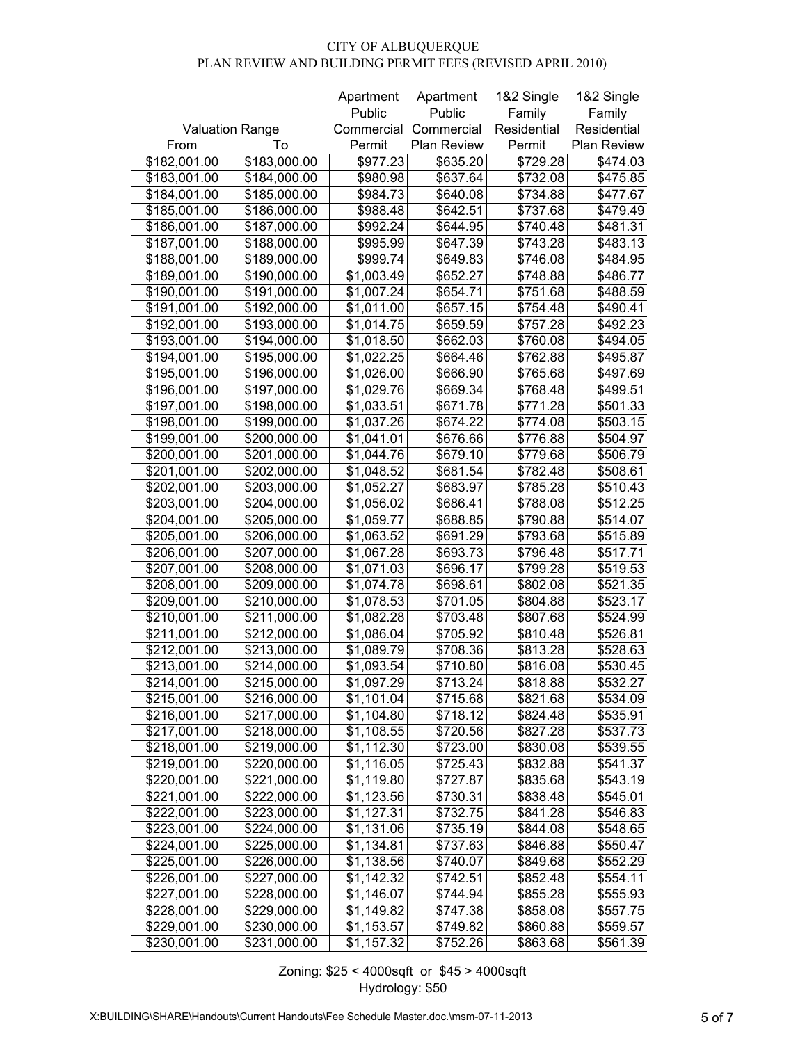CITY OF ALBUQUERQUE
PLAN REVIEW AND BUILDING PERMIT FEES (REVISED APRIL 2010)

| Valuation Range | | Apartment Public Commercial | Apartment Public Commercial | 1&2 Single Family Residential | 1&2 Single Family Residential |
|---|---|---|---|---|---|
| From | To | Permit | Plan Review | Permit | Plan Review |
| $182,001.00 | $183,000.00 | $977.23 | $635.20 | $729.28 | $474.03 |
| $183,001.00 | $184,000.00 | $980.98 | $637.64 | $732.08 | $475.85 |
| $184,001.00 | $185,000.00 | $984.73 | $640.08 | $734.88 | $477.67 |
| $185,001.00 | $186,000.00 | $988.48 | $642.51 | $737.68 | $479.49 |
| $186,001.00 | $187,000.00 | $992.24 | $644.95 | $740.48 | $481.31 |
| $187,001.00 | $188,000.00 | $995.99 | $647.39 | $743.28 | $483.13 |
| $188,001.00 | $189,000.00 | $999.74 | $649.83 | $746.08 | $484.95 |
| $189,001.00 | $190,000.00 | $1,003.49 | $652.27 | $748.88 | $486.77 |
| $190,001.00 | $191,000.00 | $1,007.24 | $654.71 | $751.68 | $488.59 |
| $191,001.00 | $192,000.00 | $1,011.00 | $657.15 | $754.48 | $490.41 |
| $192,001.00 | $193,000.00 | $1,014.75 | $659.59 | $757.28 | $492.23 |
| $193,001.00 | $194,000.00 | $1,018.50 | $662.03 | $760.08 | $494.05 |
| $194,001.00 | $195,000.00 | $1,022.25 | $664.46 | $762.88 | $495.87 |
| $195,001.00 | $196,000.00 | $1,026.00 | $666.90 | $765.68 | $497.69 |
| $196,001.00 | $197,000.00 | $1,029.76 | $669.34 | $768.48 | $499.51 |
| $197,001.00 | $198,000.00 | $1,033.51 | $671.78 | $771.28 | $501.33 |
| $198,001.00 | $199,000.00 | $1,037.26 | $674.22 | $774.08 | $503.15 |
| $199,001.00 | $200,000.00 | $1,041.01 | $676.66 | $776.88 | $504.97 |
| $200,001.00 | $201,000.00 | $1,044.76 | $679.10 | $779.68 | $506.79 |
| $201,001.00 | $202,000.00 | $1,048.52 | $681.54 | $782.48 | $508.61 |
| $202,001.00 | $203,000.00 | $1,052.27 | $683.97 | $785.28 | $510.43 |
| $203,001.00 | $204,000.00 | $1,056.02 | $686.41 | $788.08 | $512.25 |
| $204,001.00 | $205,000.00 | $1,059.77 | $688.85 | $790.88 | $514.07 |
| $205,001.00 | $206,000.00 | $1,063.52 | $691.29 | $793.68 | $515.89 |
| $206,001.00 | $207,000.00 | $1,067.28 | $693.73 | $796.48 | $517.71 |
| $207,001.00 | $208,000.00 | $1,071.03 | $696.17 | $799.28 | $519.53 |
| $208,001.00 | $209,000.00 | $1,074.78 | $698.61 | $802.08 | $521.35 |
| $209,001.00 | $210,000.00 | $1,078.53 | $701.05 | $804.88 | $523.17 |
| $210,001.00 | $211,000.00 | $1,082.28 | $703.48 | $807.68 | $524.99 |
| $211,001.00 | $212,000.00 | $1,086.04 | $705.92 | $810.48 | $526.81 |
| $212,001.00 | $213,000.00 | $1,089.79 | $708.36 | $813.28 | $528.63 |
| $213,001.00 | $214,000.00 | $1,093.54 | $710.80 | $816.08 | $530.45 |
| $214,001.00 | $215,000.00 | $1,097.29 | $713.24 | $818.88 | $532.27 |
| $215,001.00 | $216,000.00 | $1,101.04 | $715.68 | $821.68 | $534.09 |
| $216,001.00 | $217,000.00 | $1,104.80 | $718.12 | $824.48 | $535.91 |
| $217,001.00 | $218,000.00 | $1,108.55 | $720.56 | $827.28 | $537.73 |
| $218,001.00 | $219,000.00 | $1,112.30 | $723.00 | $830.08 | $539.55 |
| $219,001.00 | $220,000.00 | $1,116.05 | $725.43 | $832.88 | $541.37 |
| $220,001.00 | $221,000.00 | $1,119.80 | $727.87 | $835.68 | $543.19 |
| $221,001.00 | $222,000.00 | $1,123.56 | $730.31 | $838.48 | $545.01 |
| $222,001.00 | $223,000.00 | $1,127.31 | $732.75 | $841.28 | $546.83 |
| $223,001.00 | $224,000.00 | $1,131.06 | $735.19 | $844.08 | $548.65 |
| $224,001.00 | $225,000.00 | $1,134.81 | $737.63 | $846.88 | $550.47 |
| $225,001.00 | $226,000.00 | $1,138.56 | $740.07 | $849.68 | $552.29 |
| $226,001.00 | $227,000.00 | $1,142.32 | $742.51 | $852.48 | $554.11 |
| $227,001.00 | $228,000.00 | $1,146.07 | $744.94 | $855.28 | $555.93 |
| $228,001.00 | $229,000.00 | $1,149.82 | $747.38 | $858.08 | $557.75 |
| $229,001.00 | $230,000.00 | $1,153.57 | $749.82 | $860.88 | $559.57 |
| $230,001.00 | $231,000.00 | $1,157.32 | $752.26 | $863.68 | $561.39 |

Zoning: $25 < 4000sqft or $45 > 4000sqft
Hydrology: $50

X:BUILDING\SHARE\Handouts\Current Handouts\Fee Schedule Master.doc.\msm-07-11-2013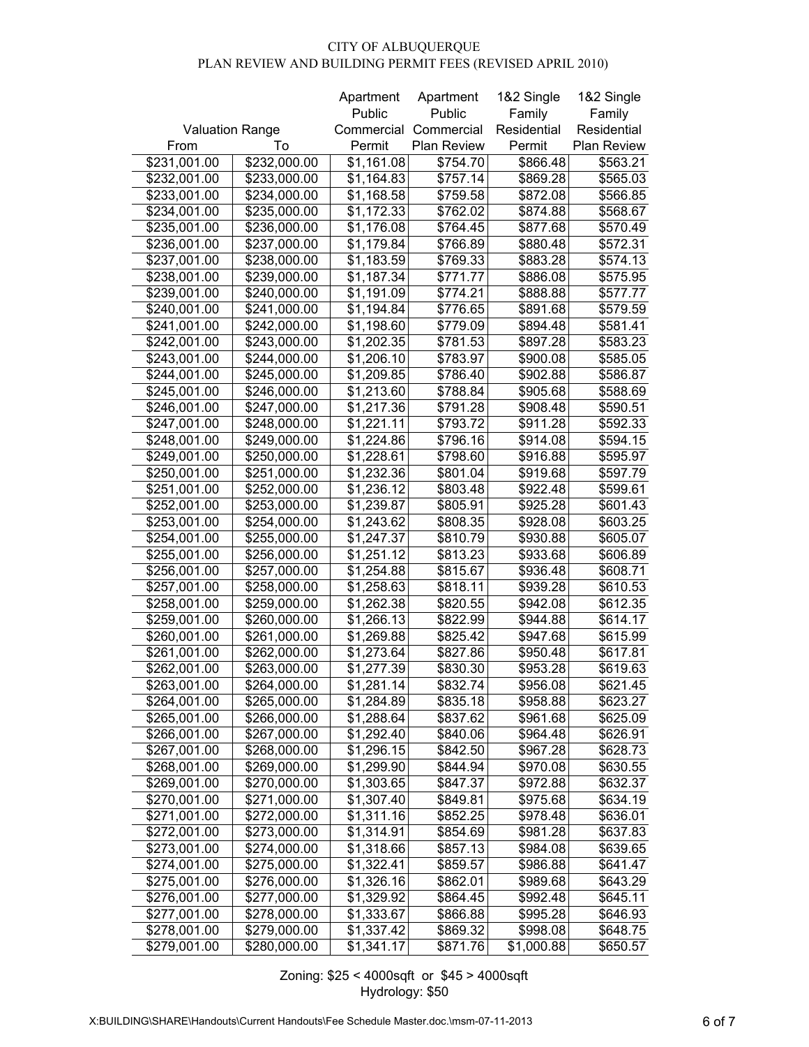CITY OF ALBUQUERQUE
PLAN REVIEW AND BUILDING PERMIT FEES (REVISED APRIL 2010)

| Valuation Range | | Apartment Public Commercial Permit | Apartment Public Commercial Plan Review | 1&2 Single Family Residential Permit | 1&2 Single Family Residential Plan Review |
|---|---|---|---|---|---|
| From | To | | | | |
| $231,001.00 | $232,000.00 | $1,161.08 | $754.70 | $866.48 | $563.21 |
| $232,001.00 | $233,000.00 | $1,164.83 | $757.14 | $869.28 | $565.03 |
| $233,001.00 | $234,000.00 | $1,168.58 | $759.58 | $872.08 | $566.85 |
| $234,001.00 | $235,000.00 | $1,172.33 | $762.02 | $874.88 | $568.67 |
| $235,001.00 | $236,000.00 | $1,176.08 | $764.45 | $877.68 | $570.49 |
| $236,001.00 | $237,000.00 | $1,179.84 | $766.89 | $880.48 | $572.31 |
| $237,001.00 | $238,000.00 | $1,183.59 | $769.33 | $883.28 | $574.13 |
| $238,001.00 | $239,000.00 | $1,187.34 | $771.77 | $886.08 | $575.95 |
| $239,001.00 | $240,000.00 | $1,191.09 | $774.21 | $888.88 | $577.77 |
| $240,001.00 | $241,000.00 | $1,194.84 | $776.65 | $891.68 | $579.59 |
| $241,001.00 | $242,000.00 | $1,198.60 | $779.09 | $894.48 | $581.41 |
| $242,001.00 | $243,000.00 | $1,202.35 | $781.53 | $897.28 | $583.23 |
| $243,001.00 | $244,000.00 | $1,206.10 | $783.97 | $900.08 | $585.05 |
| $244,001.00 | $245,000.00 | $1,209.85 | $786.40 | $902.88 | $586.87 |
| $245,001.00 | $246,000.00 | $1,213.60 | $788.84 | $905.68 | $588.69 |
| $246,001.00 | $247,000.00 | $1,217.36 | $791.28 | $908.48 | $590.51 |
| $247,001.00 | $248,000.00 | $1,221.11 | $793.72 | $911.28 | $592.33 |
| $248,001.00 | $249,000.00 | $1,224.86 | $796.16 | $914.08 | $594.15 |
| $249,001.00 | $250,000.00 | $1,228.61 | $798.60 | $916.88 | $595.97 |
| $250,001.00 | $251,000.00 | $1,232.36 | $801.04 | $919.68 | $597.79 |
| $251,001.00 | $252,000.00 | $1,236.12 | $803.48 | $922.48 | $599.61 |
| $252,001.00 | $253,000.00 | $1,239.87 | $805.91 | $925.28 | $601.43 |
| $253,001.00 | $254,000.00 | $1,243.62 | $808.35 | $928.08 | $603.25 |
| $254,001.00 | $255,000.00 | $1,247.37 | $810.79 | $930.88 | $605.07 |
| $255,001.00 | $256,000.00 | $1,251.12 | $813.23 | $933.68 | $606.89 |
| $256,001.00 | $257,000.00 | $1,254.88 | $815.67 | $936.48 | $608.71 |
| $257,001.00 | $258,000.00 | $1,258.63 | $818.11 | $939.28 | $610.53 |
| $258,001.00 | $259,000.00 | $1,262.38 | $820.55 | $942.08 | $612.35 |
| $259,001.00 | $260,000.00 | $1,266.13 | $822.99 | $944.88 | $614.17 |
| $260,001.00 | $261,000.00 | $1,269.88 | $825.42 | $947.68 | $615.99 |
| $261,001.00 | $262,000.00 | $1,273.64 | $827.86 | $950.48 | $617.81 |
| $262,001.00 | $263,000.00 | $1,277.39 | $830.30 | $953.28 | $619.63 |
| $263,001.00 | $264,000.00 | $1,281.14 | $832.74 | $956.08 | $621.45 |
| $264,001.00 | $265,000.00 | $1,284.89 | $835.18 | $958.88 | $623.27 |
| $265,001.00 | $266,000.00 | $1,288.64 | $837.62 | $961.68 | $625.09 |
| $266,001.00 | $267,000.00 | $1,292.40 | $840.06 | $964.48 | $626.91 |
| $267,001.00 | $268,000.00 | $1,296.15 | $842.50 | $967.28 | $628.73 |
| $268,001.00 | $269,000.00 | $1,299.90 | $844.94 | $970.08 | $630.55 |
| $269,001.00 | $270,000.00 | $1,303.65 | $847.37 | $972.88 | $632.37 |
| $270,001.00 | $271,000.00 | $1,307.40 | $849.81 | $975.68 | $634.19 |
| $271,001.00 | $272,000.00 | $1,311.16 | $852.25 | $978.48 | $636.01 |
| $272,001.00 | $273,000.00 | $1,314.91 | $854.69 | $981.28 | $637.83 |
| $273,001.00 | $274,000.00 | $1,318.66 | $857.13 | $984.08 | $639.65 |
| $274,001.00 | $275,000.00 | $1,322.41 | $859.57 | $986.88 | $641.47 |
| $275,001.00 | $276,000.00 | $1,326.16 | $862.01 | $989.68 | $643.29 |
| $276,001.00 | $277,000.00 | $1,329.92 | $864.45 | $992.48 | $645.11 |
| $277,001.00 | $278,000.00 | $1,333.67 | $866.88 | $995.28 | $646.93 |
| $278,001.00 | $279,000.00 | $1,337.42 | $869.32 | $998.08 | $648.75 |
| $279,001.00 | $280,000.00 | $1,341.17 | $871.76 | $1,000.88 | $650.57 |

Zoning: $25 < 4000sqft or $45 > 4000sqft
Hydrology: $50

X:BUILDING\SHARE\Handouts\Current Handouts\Fee Schedule Master.doc.\msm-07-11-2013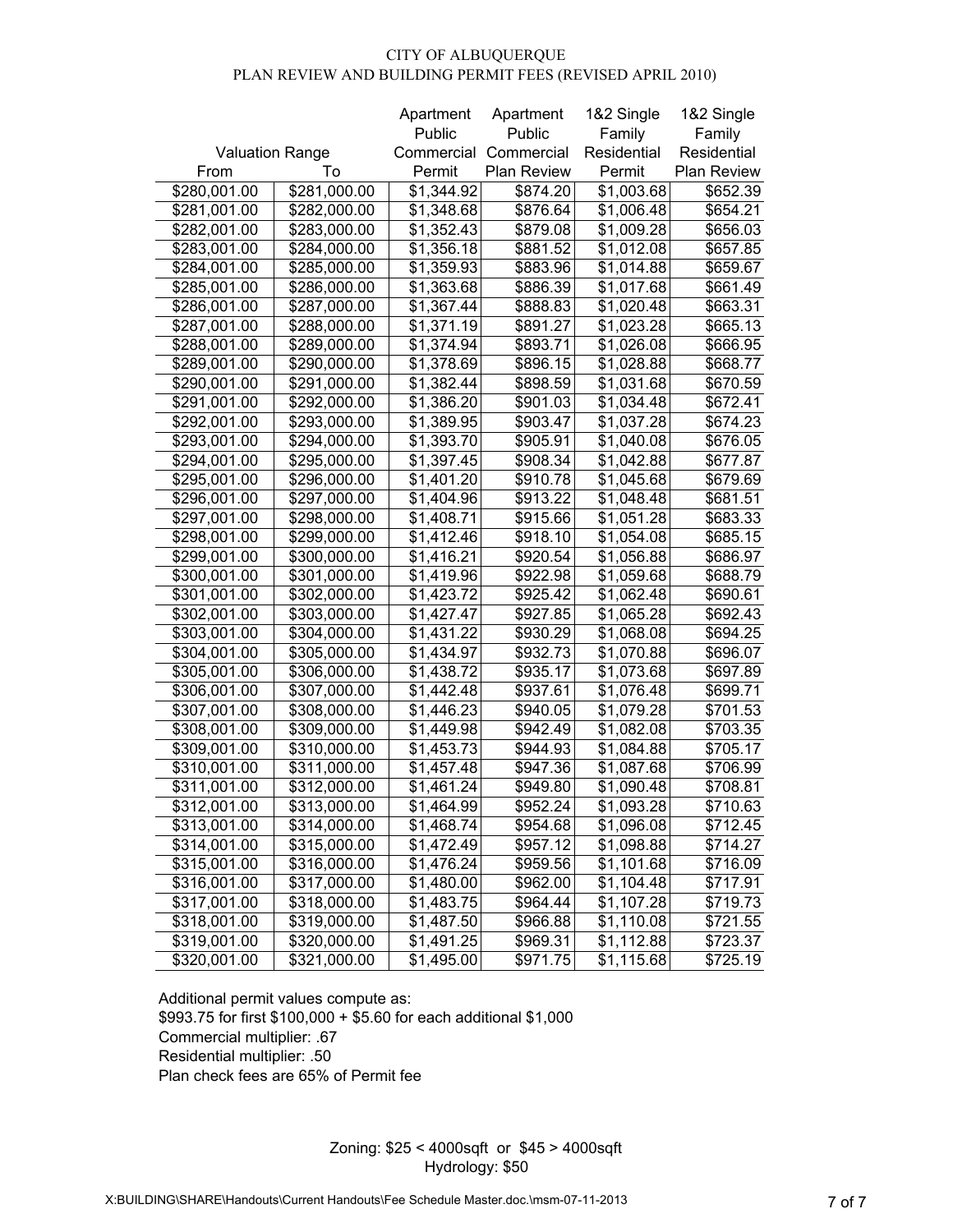CITY OF ALBUQUERQUE
PLAN REVIEW AND BUILDING PERMIT FEES (REVISED APRIL 2010)

| Valuation Range | | Apartment Public Commercial | Apartment Public Commercial | 1&2 Single Family Residential | 1&2 Single Family Residential |
|---|---|---|---|---|---|
| From | To | Permit | Plan Review | Permit | Plan Review |
| $280,001.00 | $281,000.00 | $1,344.92 | $874.20 | $1,003.68 | $652.39 |
| $281,001.00 | $282,000.00 | $1,348.68 | $876.64 | $1,006.48 | $654.21 |
| $282,001.00 | $283,000.00 | $1,352.43 | $879.08 | $1,009.28 | $656.03 |
| $283,001.00 | $284,000.00 | $1,356.18 | $881.52 | $1,012.08 | $657.85 |
| $284,001.00 | $285,000.00 | $1,359.93 | $883.96 | $1,014.88 | $659.67 |
| $285,001.00 | $286,000.00 | $1,363.68 | $886.39 | $1,017.68 | $661.49 |
| $286,001.00 | $287,000.00 | $1,367.44 | $888.83 | $1,020.48 | $663.31 |
| $287,001.00 | $288,000.00 | $1,371.19 | $891.27 | $1,023.28 | $665.13 |
| $288,001.00 | $289,000.00 | $1,374.94 | $893.71 | $1,026.08 | $666.95 |
| $289,001.00 | $290,000.00 | $1,378.69 | $896.15 | $1,028.88 | $668.77 |
| $290,001.00 | $291,000.00 | $1,382.44 | $898.59 | $1,031.68 | $670.59 |
| $291,001.00 | $292,000.00 | $1,386.20 | $901.03 | $1,034.48 | $672.41 |
| $292,001.00 | $293,000.00 | $1,389.95 | $903.47 | $1,037.28 | $674.23 |
| $293,001.00 | $294,000.00 | $1,393.70 | $905.91 | $1,040.08 | $676.05 |
| $294,001.00 | $295,000.00 | $1,397.45 | $908.34 | $1,042.88 | $677.87 |
| $295,001.00 | $296,000.00 | $1,401.20 | $910.78 | $1,045.68 | $679.69 |
| $296,001.00 | $297,000.00 | $1,404.96 | $913.22 | $1,048.48 | $681.51 |
| $297,001.00 | $298,000.00 | $1,408.71 | $915.66 | $1,051.28 | $683.33 |
| $298,001.00 | $299,000.00 | $1,412.46 | $918.10 | $1,054.08 | $685.15 |
| $299,001.00 | $300,000.00 | $1,416.21 | $920.54 | $1,056.88 | $686.97 |
| $300,001.00 | $301,000.00 | $1,419.96 | $922.98 | $1,059.68 | $688.79 |
| $301,001.00 | $302,000.00 | $1,423.72 | $925.42 | $1,062.48 | $690.61 |
| $302,001.00 | $303,000.00 | $1,427.47 | $927.85 | $1,065.28 | $692.43 |
| $303,001.00 | $304,000.00 | $1,431.22 | $930.29 | $1,068.08 | $694.25 |
| $304,001.00 | $305,000.00 | $1,434.97 | $932.73 | $1,070.88 | $696.07 |
| $305,001.00 | $306,000.00 | $1,438.72 | $935.17 | $1,073.68 | $697.89 |
| $306,001.00 | $307,000.00 | $1,442.48 | $937.61 | $1,076.48 | $699.71 |
| $307,001.00 | $308,000.00 | $1,446.23 | $940.05 | $1,079.28 | $701.53 |
| $308,001.00 | $309,000.00 | $1,449.98 | $942.49 | $1,082.08 | $703.35 |
| $309,001.00 | $310,000.00 | $1,453.73 | $944.93 | $1,084.88 | $705.17 |
| $310,001.00 | $311,000.00 | $1,457.48 | $947.36 | $1,087.68 | $706.99 |
| $311,001.00 | $312,000.00 | $1,461.24 | $949.80 | $1,090.48 | $708.81 |
| $312,001.00 | $313,000.00 | $1,464.99 | $952.24 | $1,093.28 | $710.63 |
| $313,001.00 | $314,000.00 | $1,468.74 | $954.68 | $1,096.08 | $712.45 |
| $314,001.00 | $315,000.00 | $1,472.49 | $957.12 | $1,098.88 | $714.27 |
| $315,001.00 | $316,000.00 | $1,476.24 | $959.56 | $1,101.68 | $716.09 |
| $316,001.00 | $317,000.00 | $1,480.00 | $962.00 | $1,104.48 | $717.91 |
| $317,001.00 | $318,000.00 | $1,483.75 | $964.44 | $1,107.28 | $719.73 |
| $318,001.00 | $319,000.00 | $1,487.50 | $966.88 | $1,110.08 | $721.55 |
| $319,001.00 | $320,000.00 | $1,491.25 | $969.31 | $1,112.88 | $723.37 |
| $320,001.00 | $321,000.00 | $1,495.00 | $971.75 | $1,115.68 | $725.19 |

Additional permit values compute as:
$993.75 for first $100,000 + $5.60 for each additional $1,000
Commercial multiplier: .67
Residential multiplier: .50
Plan check fees are 65% of Permit fee

Zoning: $25 < 4000sqft or $45 > 4000sqft
Hydrology: $50

X:BUILDING\SHARE\Handouts\Current Handouts\Fee Schedule Master.doc.\msm-07-11-2013